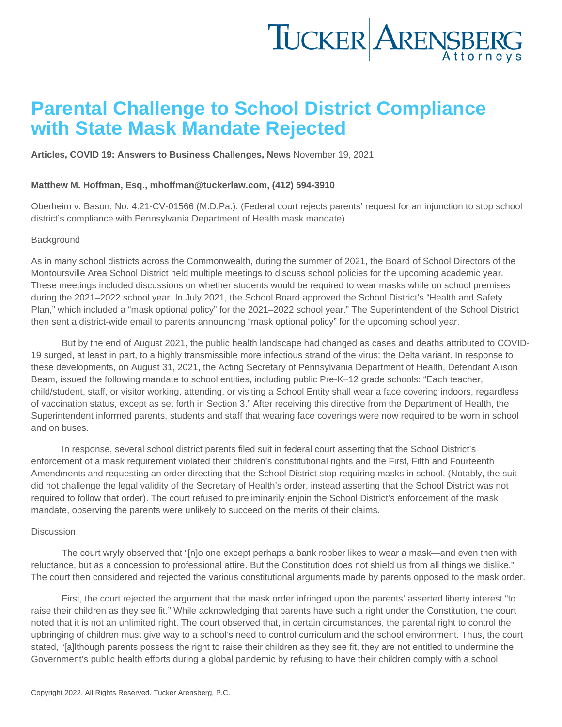# Parental Challenge to School District Compliance with State Mask Mandate Rejected

**Articles, COVID 19: Answers to Business Challenges, News** November 19, 2021

**Matthew M. Hoffman, Esq., mhoffman@tuckerlaw.com, (412) 594-3910**

Oberheim v. Bason, No. 4:21-CV-01566 (M.D.Pa.). (Federal court rejects parents' request for an injunction to stop school district's compliance with Pennsylvania Department of Health mask mandate).

Background

As in many school districts across the Commonwealth, during the summer of 2021, the Board of School Directors of the Montoursville Area School District held multiple meetings to discuss school policies for the upcoming academic year. These meetings included discussions on whether students would be required to wear masks while on school premises during the 2021–2022 school year. In July 2021, the School Board approved the School District's "Health and Safety Plan," which included a "mask optional policy" for the 2021–2022 school year." The Superintendent of the School District then sent a district-wide email to parents announcing "mask optional policy" for the upcoming school year.

But by the end of August 2021, the public health landscape had changed as cases and deaths attributed to COVID-19 surged, at least in part, to a highly transmissible more infectious strand of the virus: the Delta variant. In response to these developments, on August 31, 2021, the Acting Secretary of Pennsylvania Department of Health, Defendant Alison Beam, issued the following mandate to school entities, including public Pre-K–12 grade schools: "Each teacher, child/student, staff, or visitor working, attending, or visiting a School Entity shall wear a face covering indoors, regardless of vaccination status, except as set forth in Section 3." After receiving this directive from the Department of Health, the Superintendent informed parents, students and staff that wearing face coverings were now required to be worn in school and on buses.

In response, several school district parents filed suit in federal court asserting that the School District's enforcement of a mask requirement violated their children's constitutional rights and the First, Fifth and Fourteenth Amendments and requesting an order directing that the School District stop requiring masks in school. (Notably, the suit did not challenge the legal validity of the Secretary of Health's order, instead asserting that the School District was not required to follow that order). The court refused to preliminarily enjoin the School District's enforcement of the mask mandate, observing the parents were unlikely to succeed on the merits of their claims.

Discussion

The court wryly observed that "[n]o one except perhaps a bank robber likes to wear a mask—and even then with reluctance, but as a concession to professional attire. But the Constitution does not shield us from all things we dislike." The court then considered and rejected the various constitutional arguments made by parents opposed to the mask order.

First, the court rejected the argument that the mask order infringed upon the parents' asserted liberty interest "to raise their children as they see fit." While acknowledging that parents have such a right under the Constitution, the court noted that it is not an unlimited right. The court observed that, in certain circumstances, the parental right to control the upbringing of children must give way to a school's need to control curriculum and the school environment. Thus, the court stated, "[a]lthough parents possess the right to raise their children as they see fit, they are not entitled to undermine the Government's public health efforts during a global pandemic by refusing to have their children comply with a school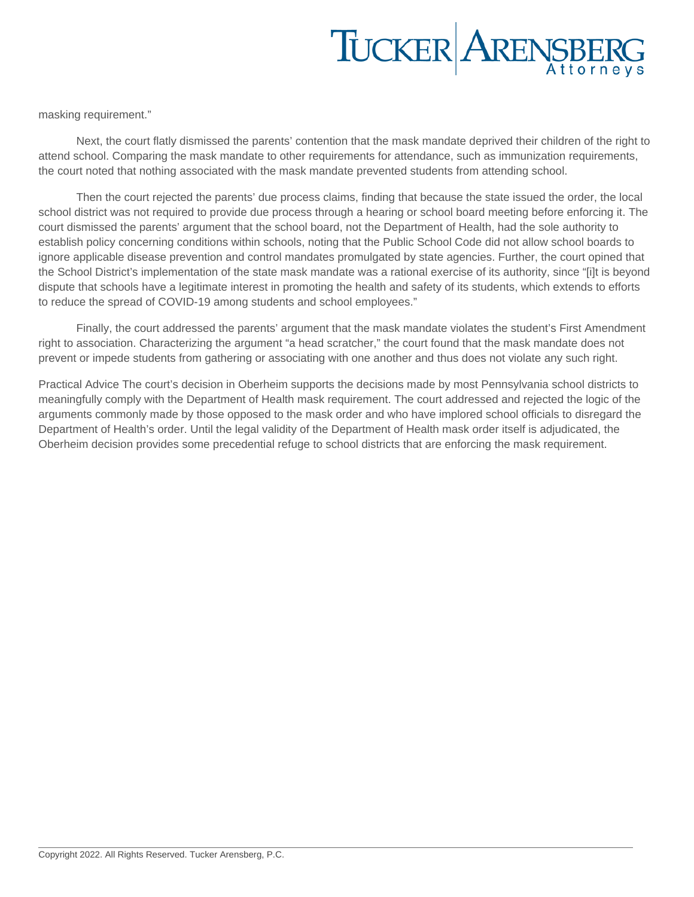masking requirement."

Next, the court flatly dismissed the parents' contention that the mask mandate deprived their children of the right to attend school. Comparing the mask mandate to other requirements for attendance, such as immunization requirements, the court noted that nothing associated with the mask mandate prevented students from attending school.

Then the court rejected the parents' due process claims, finding that because the state issued the order, the local school district was not required to provide due process through a hearing or school board meeting before enforcing it. The court dismissed the parents' argument that the school board, not the Department of Health, had the sole authority to establish policy concerning conditions within schools, noting that the Public School Code did not allow school boards to ignore applicable disease prevention and control mandates promulgated by state agencies. Further, the court opined that the School District's implementation of the state mask mandate was a rational exercise of its authority, since "[i]t is beyond dispute that schools have a legitimate interest in promoting the health and safety of its students, which extends to efforts to reduce the spread of COVID-19 among students and school employees."

Finally, the court addressed the parents' argument that the mask mandate violates the student's First Amendment right to association. Characterizing the argument "a head scratcher," the court found that the mask mandate does not prevent or impede students from gathering or associating with one another and thus does not violate any such right.

Practical Advice The court's decision in Oberheim supports the decisions made by most Pennsylvania school districts to meaningfully comply with the Department of Health mask requirement. The court addressed and rejected the logic of the arguments commonly made by those opposed to the mask order and who have implored school officials to disregard the Department of Health's order. Until the legal validity of the Department of Health mask order itself is adjudicated, the Oberheim decision provides some precedential refuge to school districts that are enforcing the mask requirement.